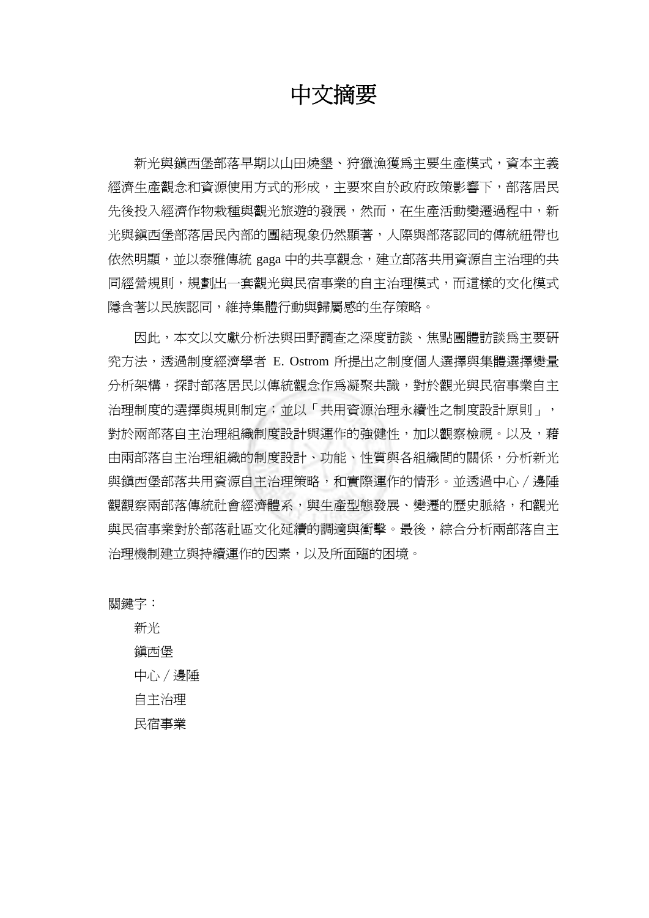# 中文摘要

新光與鎮西堡部落早期以山田燒墾、狩獵漁獲爲主要生產模式，資本主義經濟生產觀念和資源使用方式的形成，主要來自於政府政策影響下，部落居民先後投入經濟作物栽種與觀光旅遊的發展，然而，在生產活動變遷過程中，新光與鎮西堡部落居民內部的團結現象仍然顯著，人際與部落認同的傳統紐帶也依然明顯，並以泰雅傳統 gaga 中的共享觀念，建立部落共用資源自主治理的共同經營規則，規劃出一套觀光與民宿事業的自主治理模式，而這樣的文化模式隱含著以民族認同，維持集體行動與歸屬感的生存策略。

因此，本文以文獻分析法與田野調查之深度訪談、焦點團體訪談爲主要研究方法，透過制度經濟學者 E. Ostrom 所提出之制度個人選擇與集體選擇變量分析架構，探討部落居民以傳統觀念作爲凝聚共識，對於觀光與民宿事業自主治理制度的選擇與規則制定；並以「共用資源治理永續性之制度設計原則」，對於兩部落自主治理組織制度設計與運作的強健性，加以觀察檢視。以及，藉由兩部落自主治理組織的制度設計、功能、性質與各組織間的關係，分析新光與鎮西堡部落共用資源自主治理策略，和實際運作的情形。並透過中心／邊陲觀觀察兩部落傳統社會經濟體系，與生產型態發展、變遷的歷史脈絡，和觀光與民宿事業對於部落社區文化延續的調適與衝擊。最後，綜合分析兩部落自主治理機制建立與持續運作的因素，以及所面臨的困境。

關鍵字：

新光
鎮西堡
中心／邊陲
自主治理
民宿事業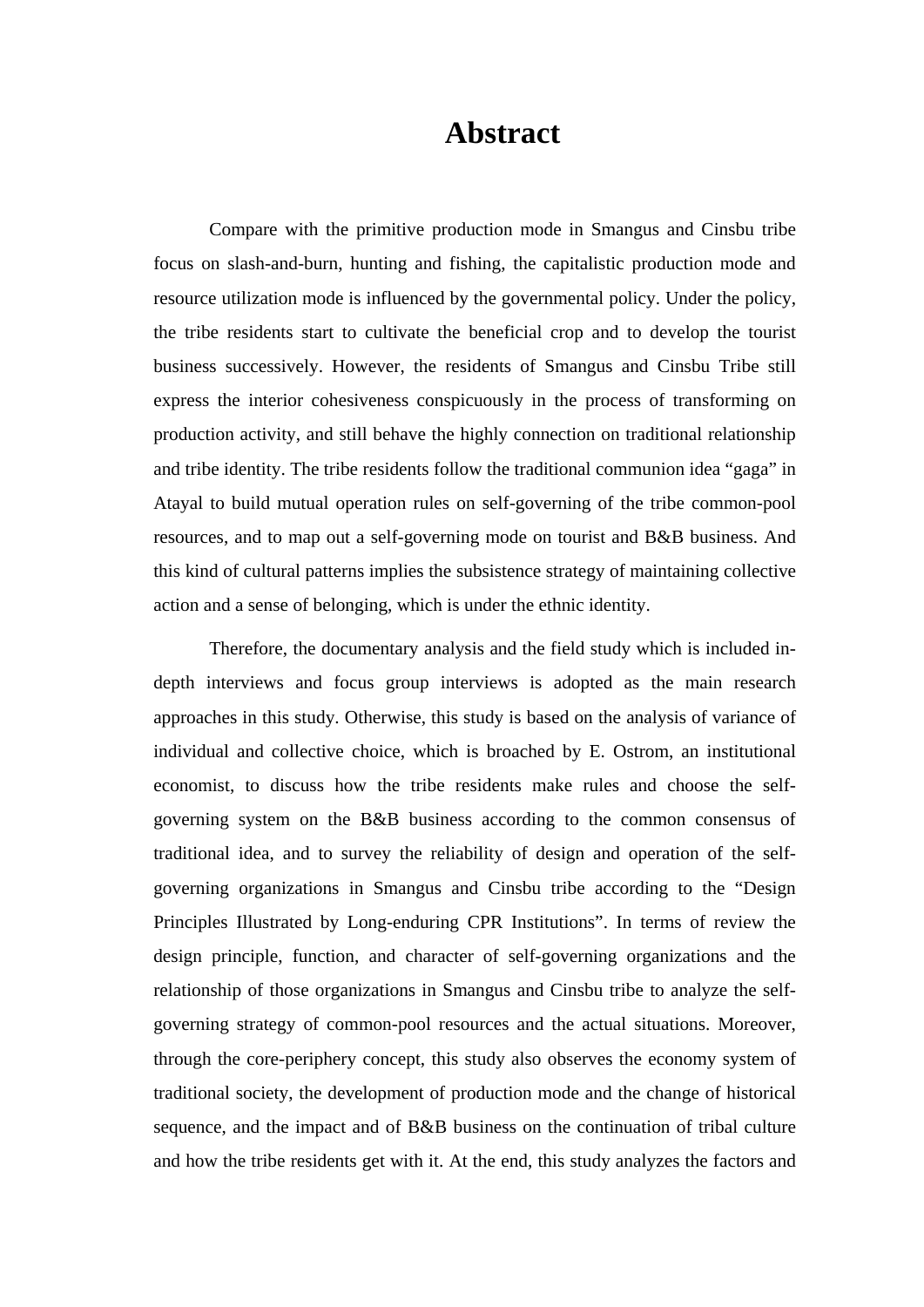# Abstract

Compare with the primitive production mode in Smangus and Cinsbu tribe focus on slash-and-burn, hunting and fishing, the capitalistic production mode and resource utilization mode is influenced by the governmental policy. Under the policy, the tribe residents start to cultivate the beneficial crop and to develop the tourist business successively. However, the residents of Smangus and Cinsbu Tribe still express the interior cohesiveness conspicuously in the process of transforming on production activity, and still behave the highly connection on traditional relationship and tribe identity. The tribe residents follow the traditional communion idea "gaga" in Atayal to build mutual operation rules on self-governing of the tribe common-pool resources, and to map out a self-governing mode on tourist and B&B business. And this kind of cultural patterns implies the subsistence strategy of maintaining collective action and a sense of belonging, which is under the ethnic identity.

Therefore, the documentary analysis and the field study which is included in-depth interviews and focus group interviews is adopted as the main research approaches in this study. Otherwise, this study is based on the analysis of variance of individual and collective choice, which is broached by E. Ostrom, an institutional economist, to discuss how the tribe residents make rules and choose the self-governing system on the B&B business according to the common consensus of traditional idea, and to survey the reliability of design and operation of the self-governing organizations in Smangus and Cinsbu tribe according to the "Design Principles Illustrated by Long-enduring CPR Institutions". In terms of review the design principle, function, and character of self-governing organizations and the relationship of those organizations in Smangus and Cinsbu tribe to analyze the self-governing strategy of common-pool resources and the actual situations. Moreover, through the core-periphery concept, this study also observes the economy system of traditional society, the development of production mode and the change of historical sequence, and the impact and of B&B business on the continuation of tribal culture and how the tribe residents get with it. At the end, this study analyzes the factors and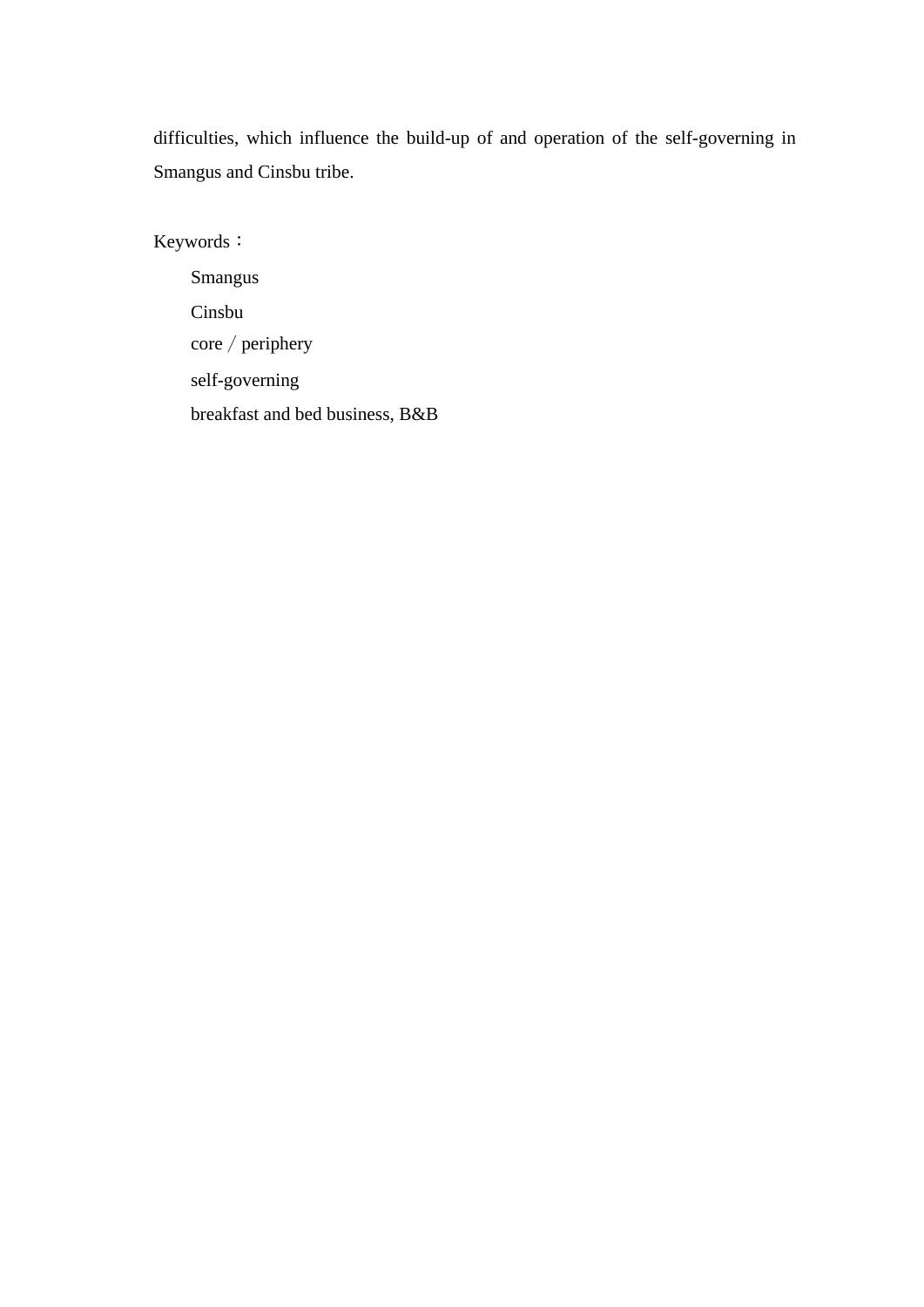difficulties, which influence the build-up of and operation of the self-governing in Smangus and Cinsbu tribe.

Keywords：

Smangus

Cinsbu

core／periphery

self-governing

breakfast and bed business, B&B